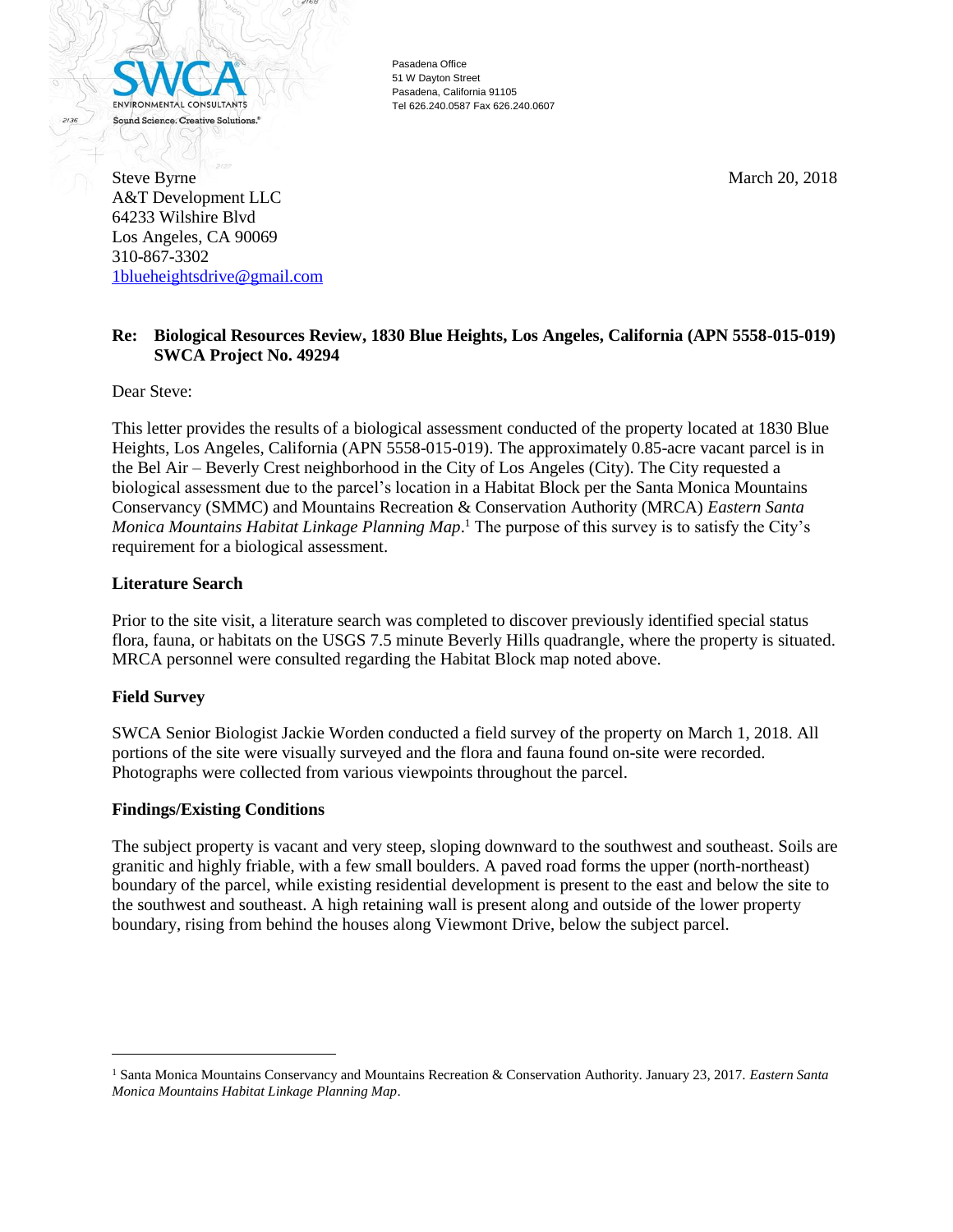SWCA ENVIRONMENTAL CONSULTANTS
Sound Science. Creative Solutions.®

Pasadena Office
51 W Dayton Street
Pasadena, California 91105
Tel 626.240.0587 Fax 626.240.0607

Steve Byrne
A&T Development LLC
64233 Wilshire Blvd
Los Angeles, CA 90069
310-867-3302
1blueheightsdrive@gmail.com

March 20, 2018

**Re: Biological Resources Review, 1830 Blue Heights, Los Angeles, California (APN 5558-015-019)
SWCA Project No. 49294**

Dear Steve:

This letter provides the results of a biological assessment conducted of the property located at 1830 Blue Heights, Los Angeles, California (APN 5558-015-019). The approximately 0.85-acre vacant parcel is in the Bel Air – Beverly Crest neighborhood in the City of Los Angeles (City). The City requested a biological assessment due to the parcel's location in a Habitat Block per the Santa Monica Mountains Conservancy (SMMC) and Mountains Recreation & Conservation Authority (MRCA) *Eastern Santa Monica Mountains Habitat Linkage Planning Map*.[1] The purpose of this survey is to satisfy the City's requirement for a biological assessment.

**Literature Search**

Prior to the site visit, a literature search was completed to discover previously identified special status flora, fauna, or habitats on the USGS 7.5 minute Beverly Hills quadrangle, where the property is situated. MRCA personnel were consulted regarding the Habitat Block map noted above.

**Field Survey**

SWCA Senior Biologist Jackie Worden conducted a field survey of the property on March 1, 2018. All portions of the site were visually surveyed and the flora and fauna found on-site were recorded. Photographs were collected from various viewpoints throughout the parcel.

**Findings/Existing Conditions**

The subject property is vacant and very steep, sloping downward to the southwest and southeast. Soils are granitic and highly friable, with a few small boulders. A paved road forms the upper (north-northeast) boundary of the parcel, while existing residential development is present to the east and below the site to the southwest and southeast. A high retaining wall is present along and outside of the lower property boundary, rising from behind the houses along Viewmont Drive, below the subject parcel.

---

[1] Santa Monica Mountains Conservancy and Mountains Recreation & Conservation Authority. January 23, 2017. *Eastern Santa Monica Mountains Habitat Linkage Planning Map*.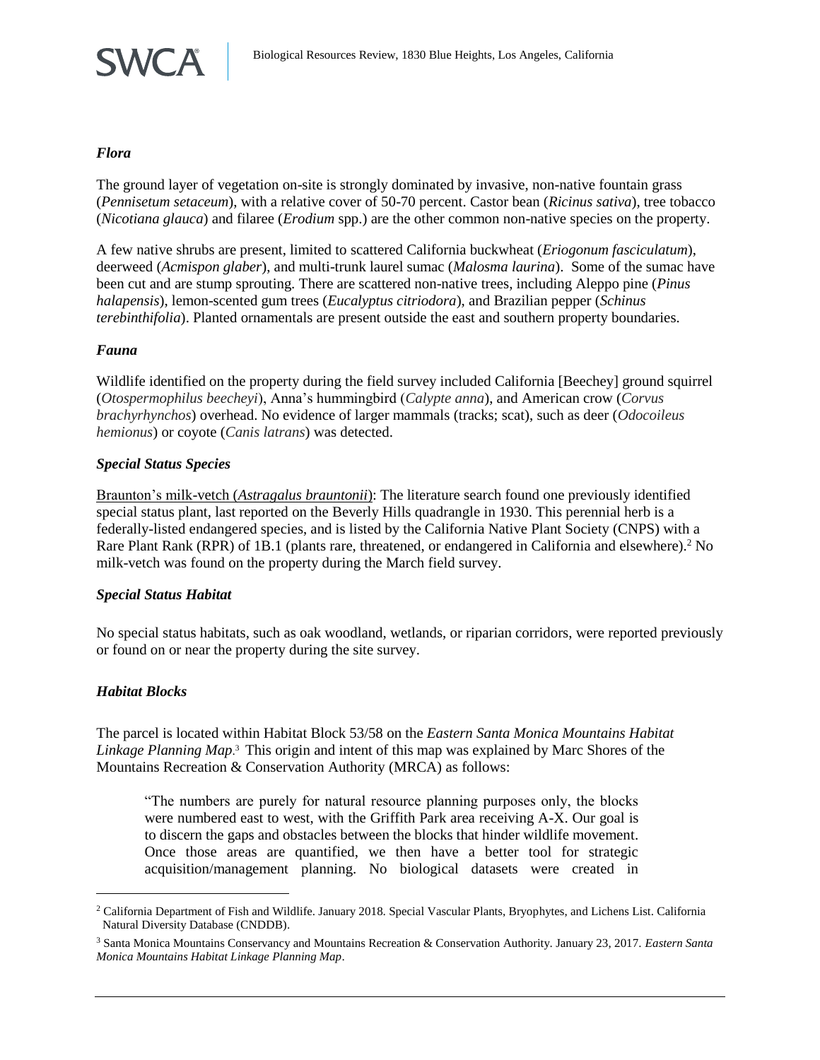### *Flora*

The ground layer of vegetation on-site is strongly dominated by invasive, non-native fountain grass (*Pennisetum setaceum*), with a relative cover of 50-70 percent. Castor bean (*Ricinus sativa*), tree tobacco (*Nicotiana glauca*) and filaree (*Erodium* spp.) are the other common non-native species on the property.

A few native shrubs are present, limited to scattered California buckwheat (*Eriogonum fasciculatum*), deerweed (*Acmispon glaber*), and multi-trunk laurel sumac (*Malosma laurina*). Some of the sumac have been cut and are stump sprouting. There are scattered non-native trees, including Aleppo pine (*Pinus halapensis*), lemon-scented gum trees (*Eucalyptus citriodora*), and Brazilian pepper (*Schinus terebinthifolia*). Planted ornamentals are present outside the east and southern property boundaries.

### *Fauna*

Wildlife identified on the property during the field survey included California [Beechey] ground squirrel (*Otospermophilus beecheyi*), Anna's hummingbird (*Calypte anna*), and American crow (*Corvus brachyrhynchos*) overhead. No evidence of larger mammals (tracks; scat), such as deer (*Odocoileus hemionus*) or coyote (*Canis latrans*) was detected.

### *Special Status Species*

Braunton's milk-vetch (*Astragalus brauntonii*): The literature search found one previously identified special status plant, last reported on the Beverly Hills quadrangle in 1930. This perennial herb is a federally-listed endangered species, and is listed by the California Native Plant Society (CNPS) with a Rare Plant Rank (RPR) of 1B.1 (plants rare, threatened, or endangered in California and elsewhere).[2] No milk-vetch was found on the property during the March field survey.

### *Special Status Habitat*

No special status habitats, such as oak woodland, wetlands, or riparian corridors, were reported previously or found on or near the property during the site survey.

### *Habitat Blocks*

The parcel is located within Habitat Block 53/58 on the *Eastern Santa Monica Mountains Habitat Linkage Planning Map*.[3] This origin and intent of this map was explained by Marc Shores of the Mountains Recreation & Conservation Authority (MRCA) as follows:

> "The numbers are purely for natural resource planning purposes only, the blocks were numbered east to west, with the Griffith Park area receiving A-X. Our goal is to discern the gaps and obstacles between the blocks that hinder wildlife movement. Once those areas are quantified, we then have a better tool for strategic acquisition/management planning. No biological datasets were created in

---

[2] California Department of Fish and Wildlife. January 2018. Special Vascular Plants, Bryophytes, and Lichens List. California Natural Diversity Database (CNDDB).

[3] Santa Monica Mountains Conservancy and Mountains Recreation & Conservation Authority. January 23, 2017. *Eastern Santa Monica Mountains Habitat Linkage Planning Map*.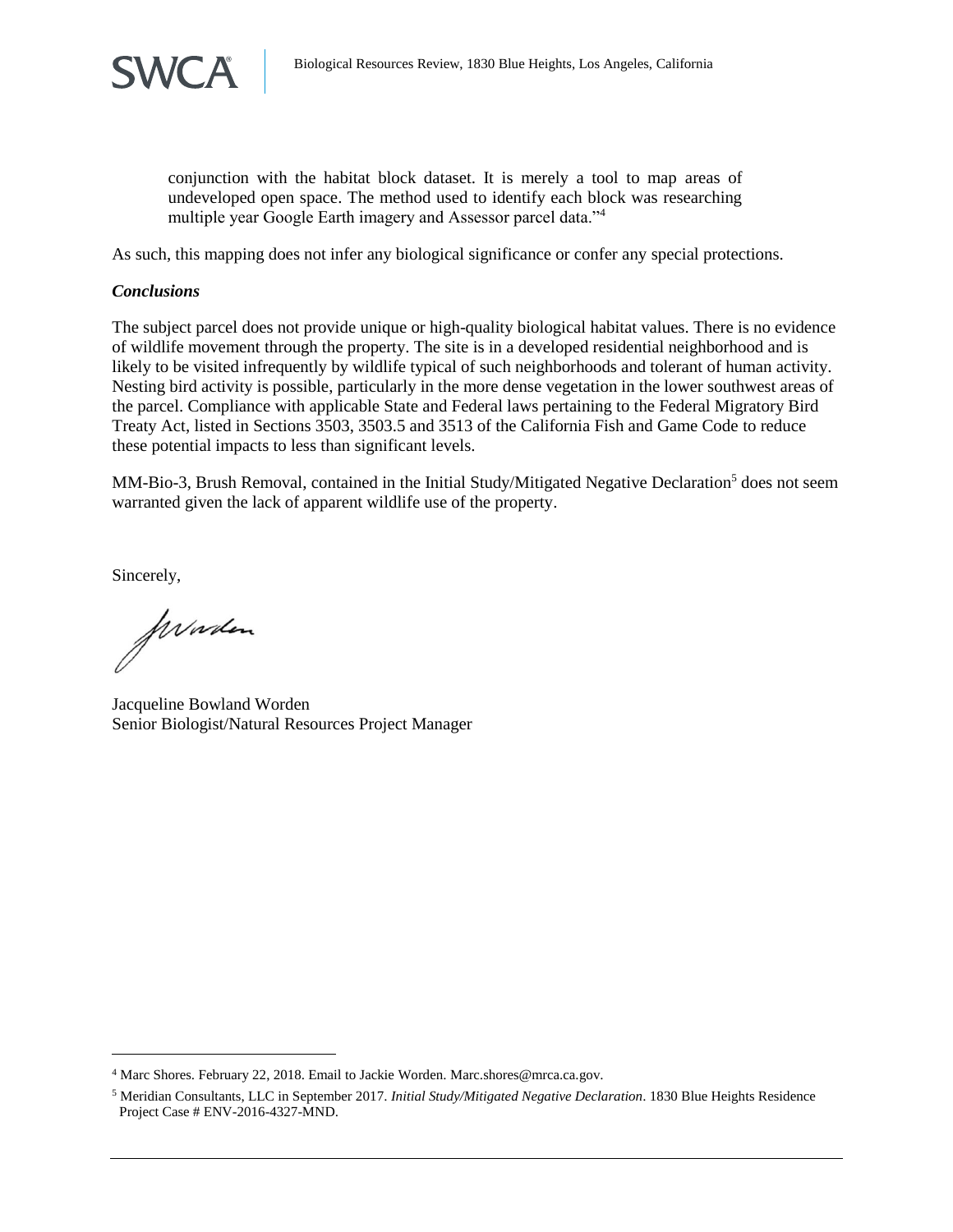conjunction with the habitat block dataset. It is merely a tool to map areas of undeveloped open space. The method used to identify each block was researching multiple year Google Earth imagery and Assessor parcel data."[4]

As such, this mapping does not infer any biological significance or confer any special protections.

***Conclusions***

The subject parcel does not provide unique or high-quality biological habitat values. There is no evidence of wildlife movement through the property. The site is in a developed residential neighborhood and is likely to be visited infrequently by wildlife typical of such neighborhoods and tolerant of human activity. Nesting bird activity is possible, particularly in the more dense vegetation in the lower southwest areas of the parcel. Compliance with applicable State and Federal laws pertaining to the Federal Migratory Bird Treaty Act, listed in Sections 3503, 3503.5 and 3513 of the California Fish and Game Code to reduce these potential impacts to less than significant levels.

MM-Bio-3, Brush Removal, contained in the Initial Study/Mitigated Negative Declaration[5] does not seem warranted given the lack of apparent wildlife use of the property.

Sincerely,

Jacqueline Bowland Worden
Senior Biologist/Natural Resources Project Manager

---

[4] Marc Shores. February 22, 2018. Email to Jackie Worden. Marc.shores@mrca.ca.gov.

[5] Meridian Consultants, LLC in September 2017. *Initial Study/Mitigated Negative Declaration*. 1830 Blue Heights Residence Project Case # ENV-2016-4327-MND.